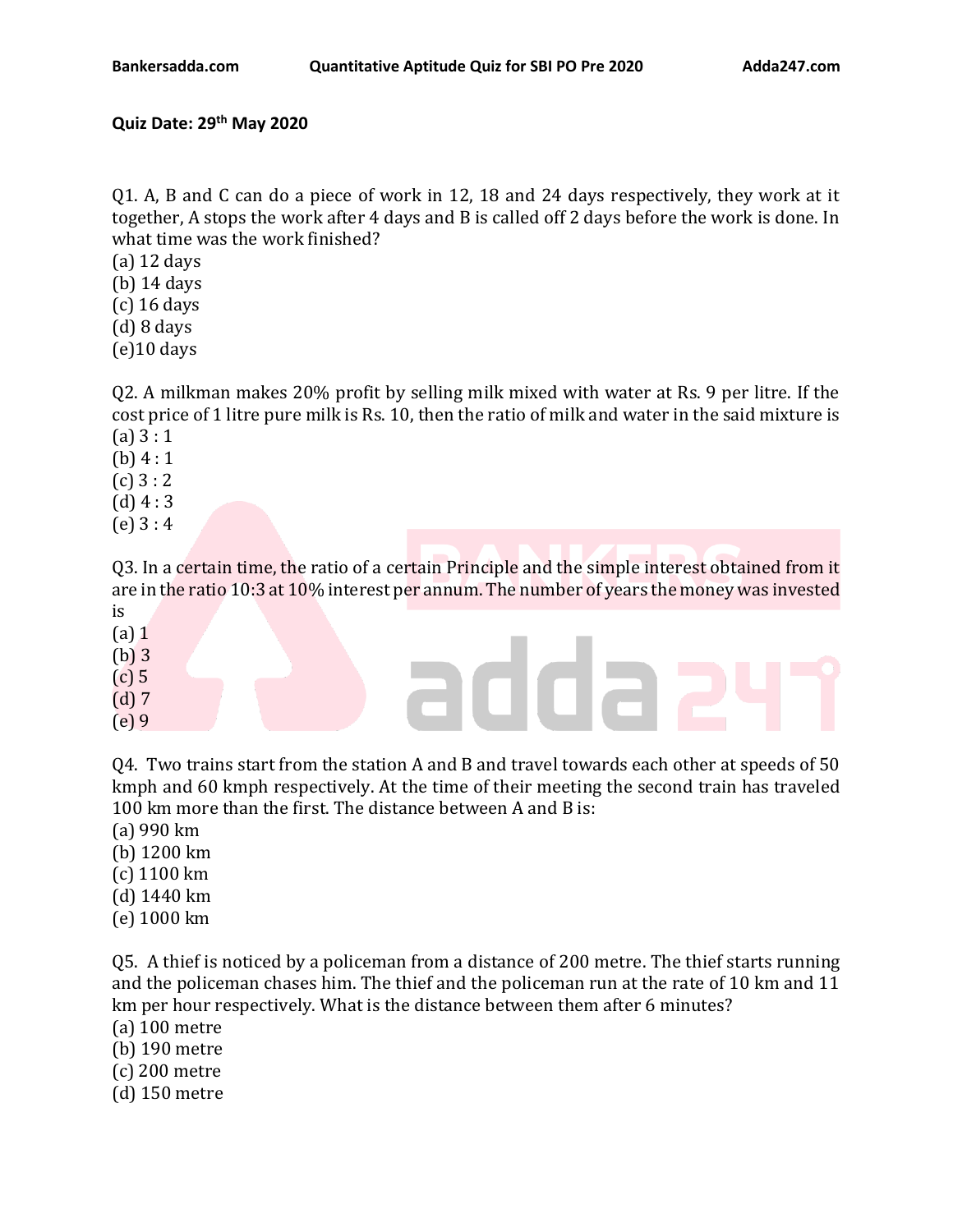**Quiz Date: 29th May 2020**

Q1. A, B and C can do a piece of work in 12, 18 and 24 days respectively, they work at it together, A stops the work after 4 days and B is called off 2 days before the work is done. In what time was the work finished?
(a) 12 days
(b) 14 days
(c) 16 days
(d) 8 days
(e)10 days

Q2. A milkman makes 20% profit by selling milk mixed with water at Rs. 9 per litre. If the cost price of 1 litre pure milk is Rs. 10, then the ratio of milk and water in the said mixture is
(a) 3 : 1
(b) 4 : 1
(c) 3 : 2
(d) 4 : 3
(e) 3 : 4

Q3. In a certain time, the ratio of a certain Principle and the simple interest obtained from it are in the ratio 10:3 at 10% interest per annum. The number of years the money was invested is
(a) 1
(b) 3
(c) 5
(d) 7
(e) 9

Q4. Two trains start from the station A and B and travel towards each other at speeds of 50 kmph and 60 kmph respectively. At the time of their meeting the second train has traveled 100 km more than the first. The distance between A and B is:
(a) 990 km
(b) 1200 km
(c) 1100 km
(d) 1440 km
(e) 1000 km

Q5. A thief is noticed by a policeman from a distance of 200 metre. The thief starts running and the policeman chases him. The thief and the policeman run at the rate of 10 km and 11 km per hour respectively. What is the distance between them after 6 minutes?
(a) 100 metre
(b) 190 metre
(c) 200 metre
(d) 150 metre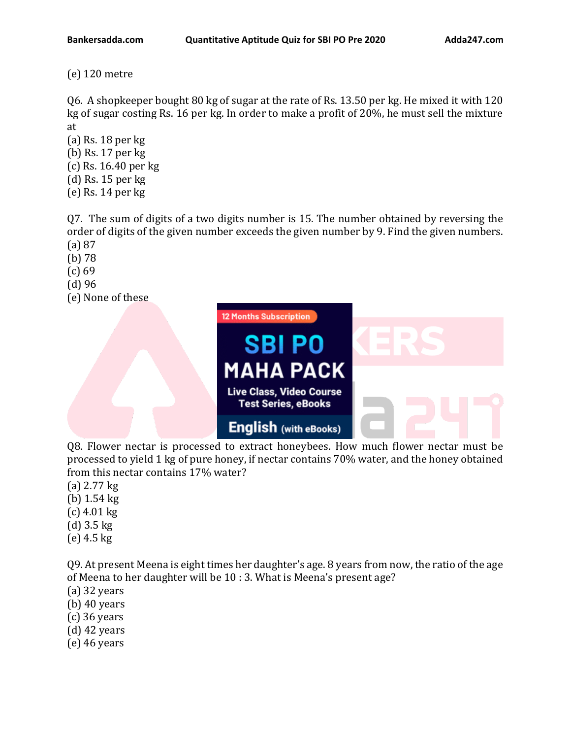(e) 120 metre

Q6. A shopkeeper bought 80 kg of sugar at the rate of Rs. 13.50 per kg. He mixed it with 120 kg of sugar costing Rs. 16 per kg. In order to make a profit of 20%, he must sell the mixture at
(a) Rs. 18 per kg
(b) Rs. 17 per kg
(c) Rs. 16.40 per kg
(d) Rs. 15 per kg
(e) Rs. 14 per kg

Q7. The sum of digits of a two digits number is 15. The number obtained by reversing the order of digits of the given number exceeds the given number by 9. Find the given numbers.
(a) 87
(b) 78
(c) 69
(d) 96
(e) None of these

Q8. Flower nectar is processed to extract honeybees. How much flower nectar must be processed to yield 1 kg of pure honey, if nectar contains 70% water, and the honey obtained from this nectar contains 17% water?
(a) 2.77 kg
(b) 1.54 kg
(c) 4.01 kg
(d) 3.5 kg
(e) 4.5 kg

Q9. At present Meena is eight times her daughter's age. 8 years from now, the ratio of the age of Meena to her daughter will be 10 : 3. What is Meena's present age?
(a) 32 years
(b) 40 years
(c) 36 years
(d) 42 years
(e) 46 years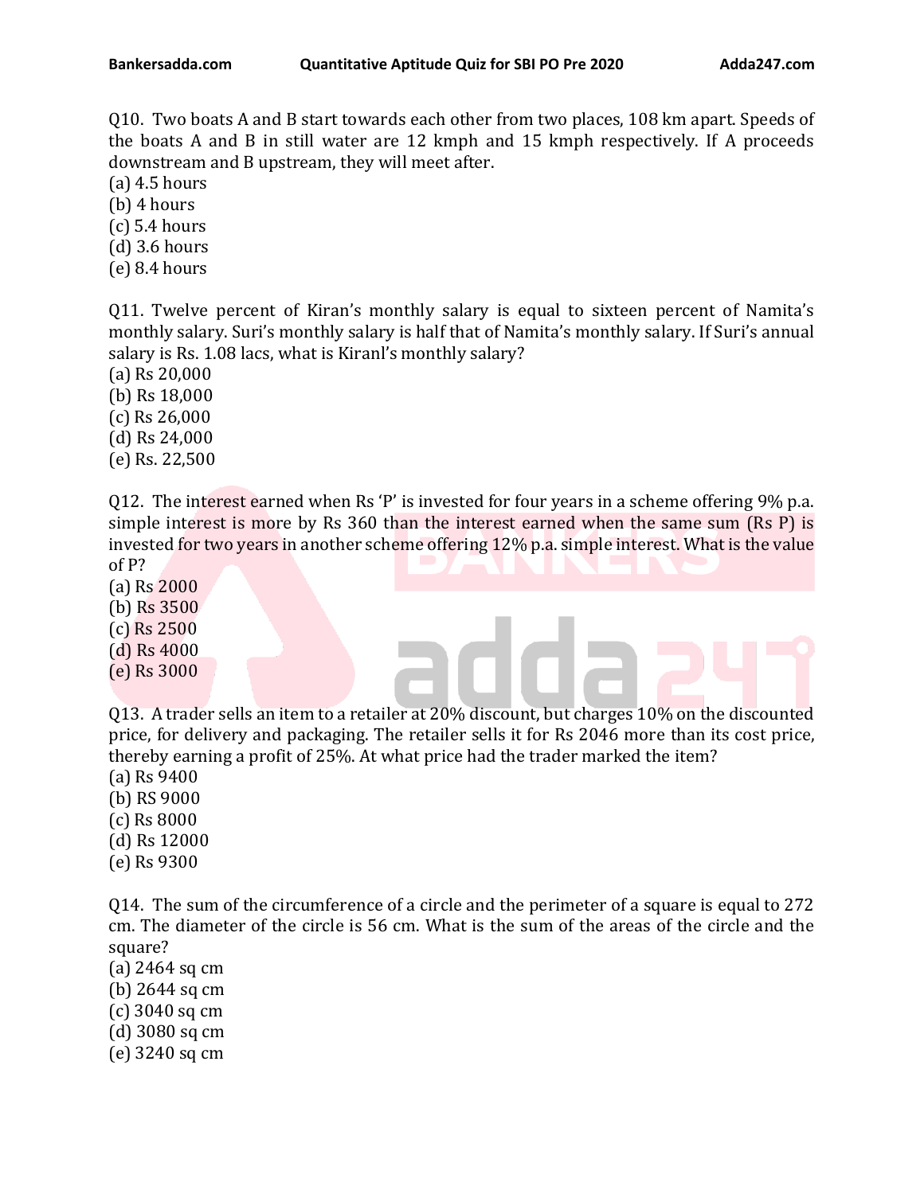Q10. Two boats A and B start towards each other from two places, 108 km apart. Speeds of the boats A and B in still water are 12 kmph and 15 kmph respectively. If A proceeds downstream and B upstream, they will meet after.

(a) 4.5 hours
(b) 4 hours
(c) 5.4 hours
(d) 3.6 hours
(e) 8.4 hours

Q11. Twelve percent of Kiran's monthly salary is equal to sixteen percent of Namita's monthly salary. Suri's monthly salary is half that of Namita's monthly salary. If Suri's annual salary is Rs. 1.08 lacs, what is Kiranl's monthly salary?

(a) Rs 20,000
(b) Rs 18,000
(c) Rs 26,000
(d) Rs 24,000
(e) Rs. 22,500

Q12. The interest earned when Rs 'P' is invested for four years in a scheme offering 9% p.a. simple interest is more by Rs 360 than the interest earned when the same sum (Rs P) is invested for two years in another scheme offering 12% p.a. simple interest. What is the value of P?

(a) Rs 2000
(b) Rs 3500
(c) Rs 2500
(d) Rs 4000
(e) Rs 3000

Q13. A trader sells an item to a retailer at 20% discount, but charges 10% on the discounted price, for delivery and packaging. The retailer sells it for Rs 2046 more than its cost price, thereby earning a profit of 25%. At what price had the trader marked the item?

(a) Rs 9400
(b) RS 9000
(c) Rs 8000
(d) Rs 12000
(e) Rs 9300

Q14. The sum of the circumference of a circle and the perimeter of a square is equal to 272 cm. The diameter of the circle is 56 cm. What is the sum of the areas of the circle and the square?

(a) 2464 sq cm
(b) 2644 sq cm
(c) 3040 sq cm
(d) 3080 sq cm
(e) 3240 sq cm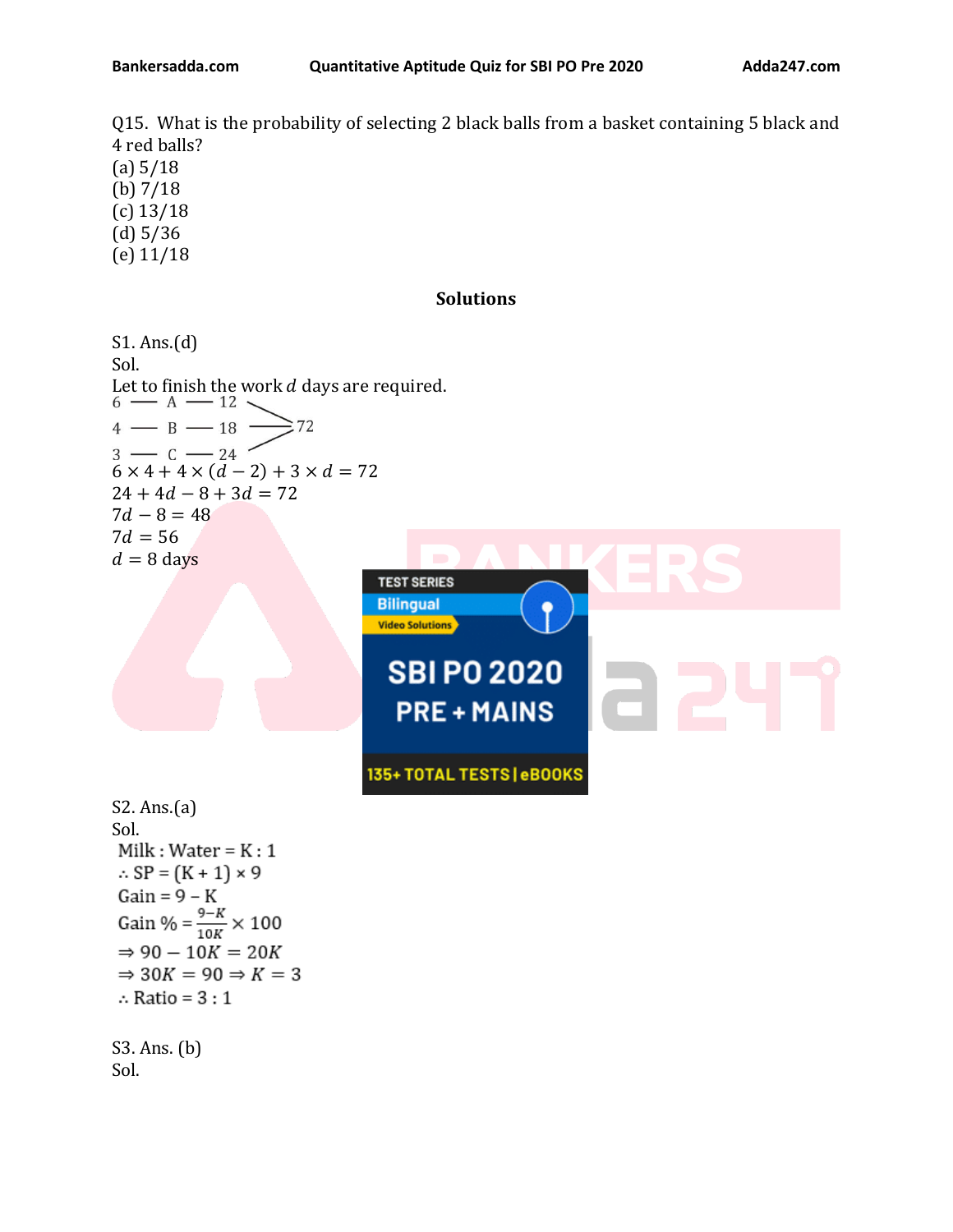Q15. What is the probability of selecting 2 black balls from a basket containing 5 black and 4 red balls?
(a) 5/18
(b) 7/18
(c) 13/18
(d) 5/36
(e) 11/18

## Solutions

S1. Ans.(d)
Sol.
Let to finish the work $d$ days are required.

6 — A — 12
4 — B — 18 → 72
3 — C — 24

$6 \times 4 + 4 \times (d - 2) + 3 \times d = 72$
$24 + 4d - 8 + 3d = 72$
$7d - 8 = 48$
$7d = 56$
$d = 8$ days

S2. Ans.(a)
Sol.
Milk : Water = K : 1
$\therefore$ SP = $(K + 1) \times 9$
Gain = $9 - K$
Gain % = $\frac{9-K}{10K} \times 100$
$\Rightarrow 90 - 10K = 20K$
$\Rightarrow 30K = 90 \Rightarrow K = 3$
$\therefore$ Ratio = 3 : 1

S3. Ans. (b)
Sol.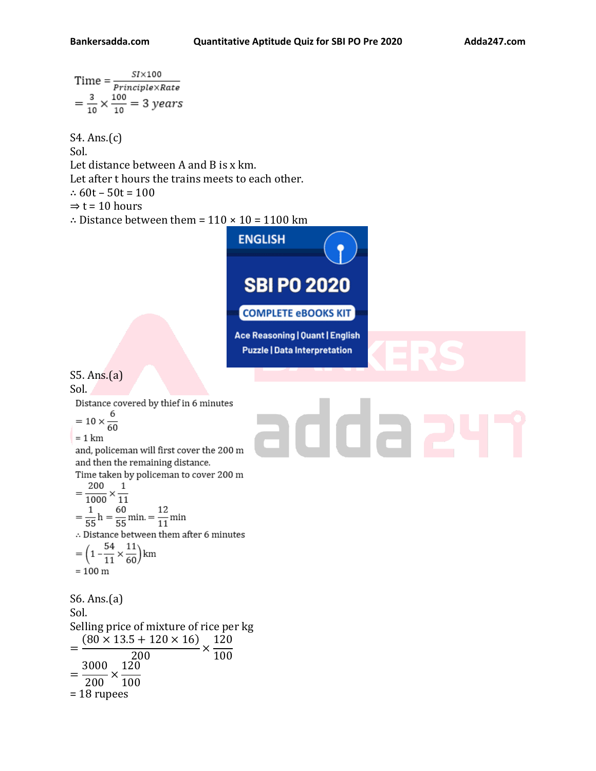$$\text{Time} = \frac{SI \times 100}{Principle \times Rate}$$
$$= \frac{3}{10} \times \frac{100}{10} = 3 \text{ years}$$

S4. Ans.(c)
Sol.
Let distance between A and B is x km.
Let after t hours the trains meets to each other.
∴ $60t - 50t = 100$
⇒ $t = 10$ hours
∴ Distance between them $= 110 \times 10 = 1100$ km

S5. Ans.(a)
Sol.
Distance covered by thief in 6 minutes
$= 10 \times \frac{6}{60}$
$= 1$ km
and, policeman will first cover the 200 m and then the remaining distance.
Time taken by policeman to cover 200 m
$= \frac{200}{1000} \times \frac{1}{11}$
$= \frac{1}{55}\text{h} = \frac{60}{55}\text{min.} = \frac{12}{11}\text{min}$
∴ Distance between them after 6 minutes
$= \left(1 - \frac{54}{11} \times \frac{11}{60}\right)$ km
$= 100$ m

S6. Ans.(a)
Sol.
Selling price of mixture of rice per kg
$$= \frac{(80 \times 13.5 + 120 \times 16)}{200} \times \frac{120}{100}$$
$$= \frac{3000}{200} \times \frac{120}{100}$$
= 18 rupees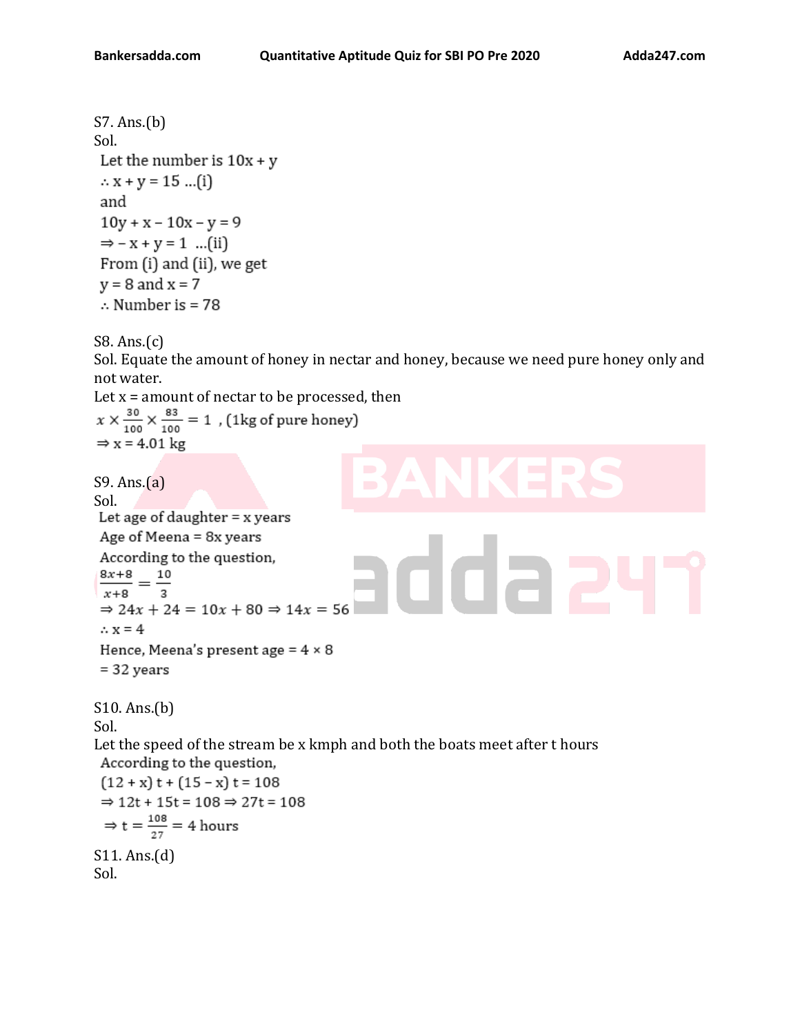S7. Ans.(b)

Sol.

Let the number is $10x + y$

$\therefore x + y = 15$ ...(i)

and

$10y + x - 10x - y = 9$

$\Rightarrow -x + y = 1$ ...(ii)

From (i) and (ii), we get

$y = 8$ and $x = 7$

$\therefore$ Number is = 78

S8. Ans.(c)

Sol. Equate the amount of honey in nectar and honey, because we need pure honey only and not water.

Let x = amount of nectar to be processed, then

$x \times \frac{30}{100} \times \frac{83}{100} = 1$ , (1kg of pure honey)

$\Rightarrow x = 4.01$ kg

S9. Ans.(a)

Sol.

Let age of daughter = x years

Age of Meena = 8x years

According to the question,

$\frac{8x+8}{x+8} = \frac{10}{3}$

$\Rightarrow 24x + 24 = 10x + 80 \Rightarrow 14x = 56$

$\therefore x = 4$

Hence, Meena's present age = $4 \times 8$

= 32 years

S10. Ans.(b)

Sol.

Let the speed of the stream be x kmph and both the boats meet after t hours

According to the question,

$(12 + x)t + (15 - x)t = 108$

$\Rightarrow 12t + 15t = 108 \Rightarrow 27t = 108$

$\Rightarrow t = \frac{108}{27} = 4$ hours

S11. Ans.(d)

Sol.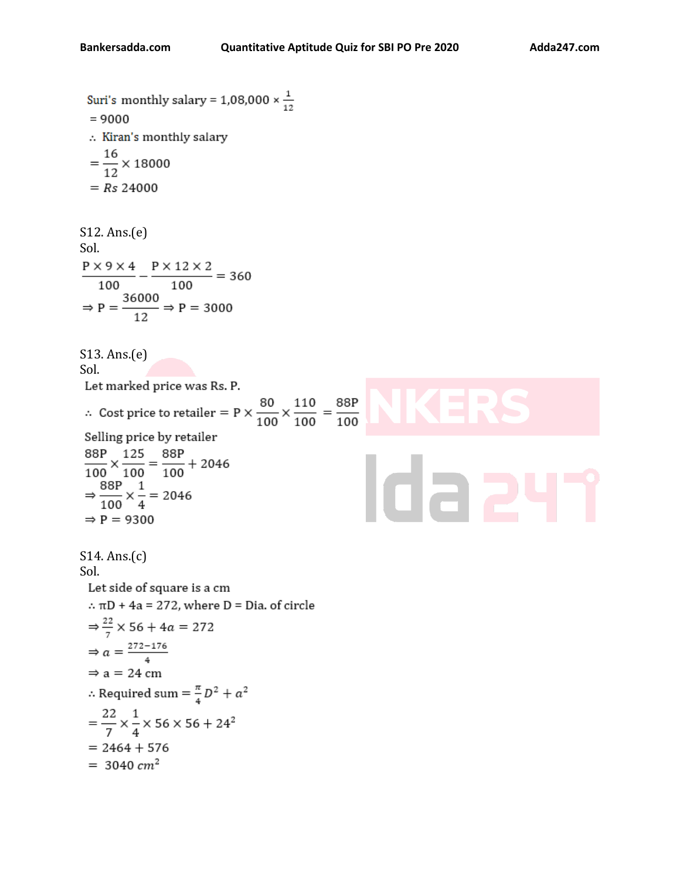Suri's monthly salary = $1,08,000 \times \frac{1}{12}$

$= 9000$

$\therefore$ Kiran's monthly salary

$= \frac{16}{12} \times 18000$

$= Rs\ 24000$

S12. Ans.(e)

Sol.

$$\frac{P \times 9 \times 4}{100} - \frac{P \times 12 \times 2}{100} = 360$$

$$\Rightarrow P = \frac{36000}{12} \Rightarrow P = 3000$$

S13. Ans.(e)

Sol.

Let marked price was Rs. P.

$\therefore$ Cost price to retailer $= P \times \frac{80}{100} \times \frac{110}{100} = \frac{88P}{100}$

Selling price by retailer

$$\frac{88P}{100} \times \frac{125}{100} = \frac{88P}{100} + 2046$$

$$\Rightarrow \frac{88P}{100} \times \frac{1}{4} = 2046$$

$$\Rightarrow P = 9300$$

S14. Ans.(c)

Sol.

Let side of square is a cm

$\therefore \pi D + 4a = 272$, where D = Dia. of circle

$$\Rightarrow \frac{22}{7} \times 56 + 4a = 272$$

$$\Rightarrow a = \frac{272 - 176}{4}$$

$$\Rightarrow a = 24 \text{ cm}$$

$\therefore$ Required sum $= \frac{\pi}{4} D^2 + a^2$

$$= \frac{22}{7} \times \frac{1}{4} \times 56 \times 56 + 24^2$$

$$= 2464 + 576$$

$$= 3040\ cm^2$$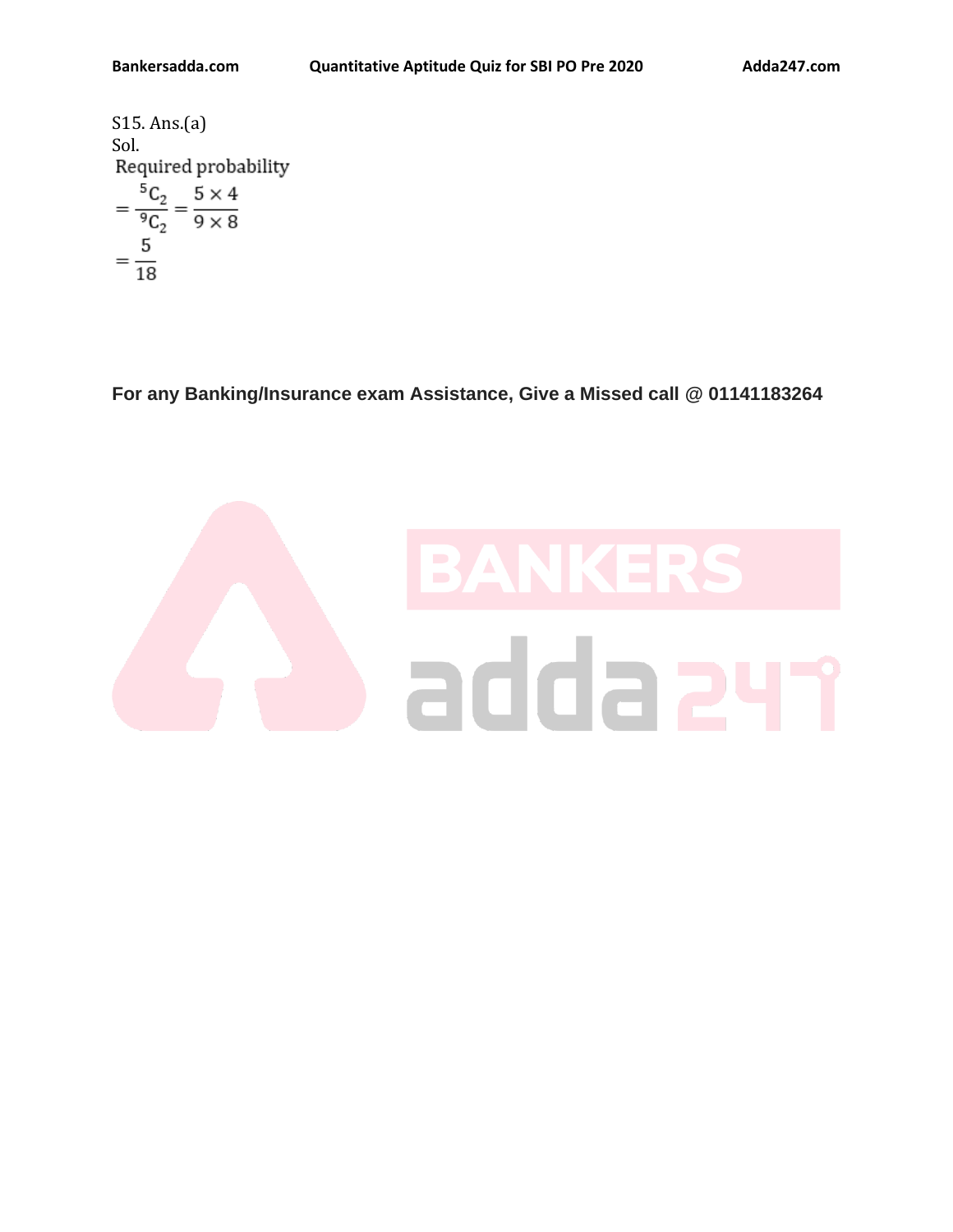S15. Ans.(a)

Sol.

Required probability

$$= \frac{{}^{5}C_2}{{}^{9}C_2} = \frac{5 \times 4}{9 \times 8}$$

$$= \frac{5}{18}$$

**For any Banking/Insurance exam Assistance, Give a Missed call @ 01141183264**